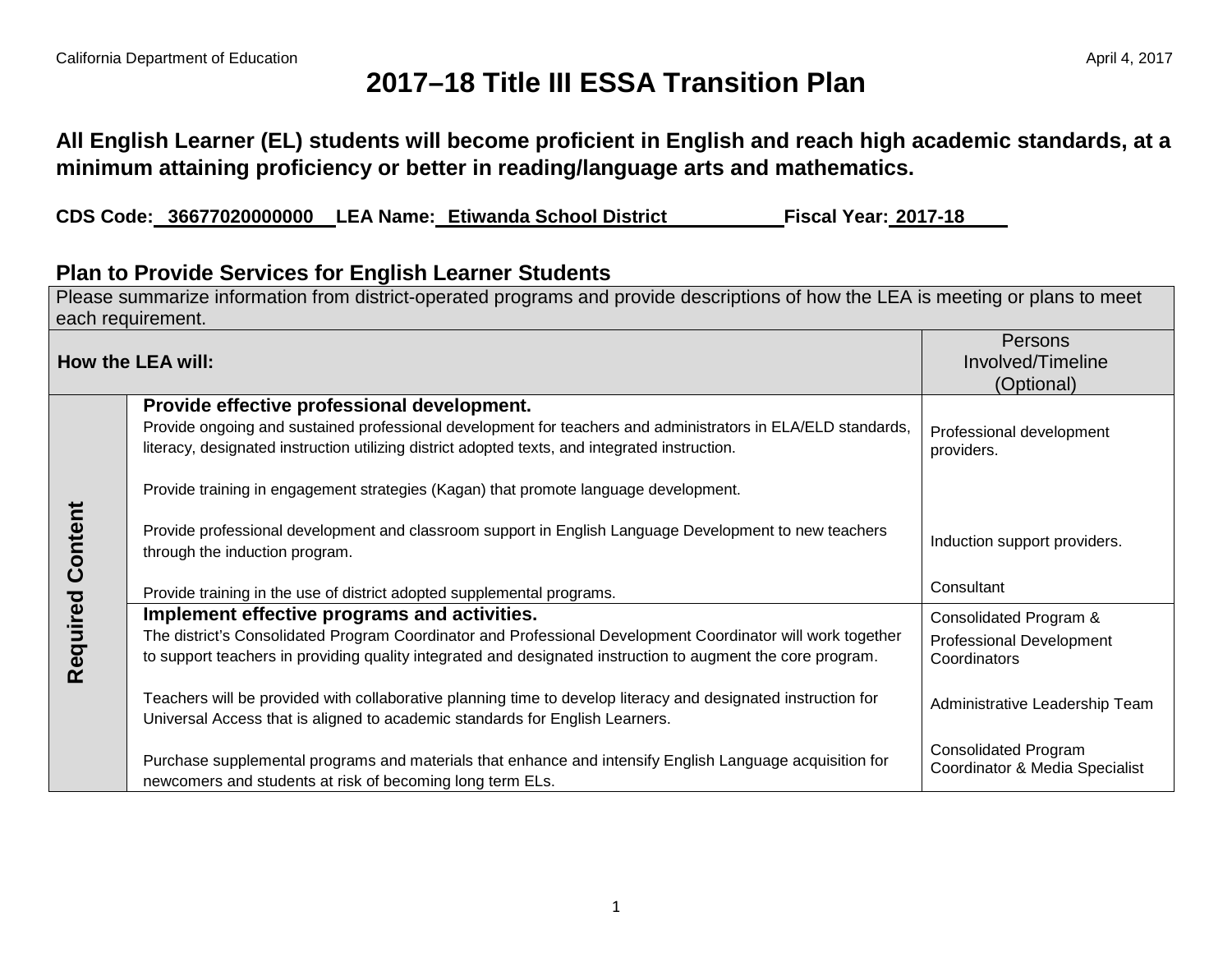California Department of Education April 4, 2017

# 2017–18 Title III ESSA Transition Plan

## All English Learner (EL) students will become proficient in English and reach high academic standards, at a minimum attaining proficiency or better in reading/language arts and mathematics.

**CDS Code: 36677020000000 LEA Name: Etiwanda School District Fiscal Year: 2017-18**

### Plan to Provide Services for English Learner Students

| Please summarize information from district-operated programs and provide descriptions of how the LEA is meeting or plans to meet each requirement. | | |
|---|---|---|
| **How the LEA will:** | | Persons Involved/Timeline (Optional) |
| **Required Content** | **Provide effective professional development.**<br>Provide ongoing and sustained professional development for teachers and administrators in ELA/ELD standards, literacy, designated instruction utilizing district adopted texts, and integrated instruction.<br><br>Provide training in engagement strategies (Kagan) that promote language development.<br><br>Provide professional development and classroom support in English Language Development to new teachers through the induction program.<br><br>Provide training in the use of district adopted supplemental programs. | Professional development providers.<br><br>Induction support providers.<br><br>Consultant |
| **Required Content** | **Implement effective programs and activities.**<br>The district's Consolidated Program Coordinator and Professional Development Coordinator will work together to support teachers in providing quality integrated and designated instruction to augment the core program.<br><br>Teachers will be provided with collaborative planning time to develop literacy and designated instruction for Universal Access that is aligned to academic standards for English Learners.<br><br>Purchase supplemental programs and materials that enhance and intensify English Language acquisition for newcomers and students at risk of becoming long term ELs. | Consolidated Program & Professional Development Coordinators<br><br>Administrative Leadership Team<br><br>Consolidated Program Coordinator & Media Specialist |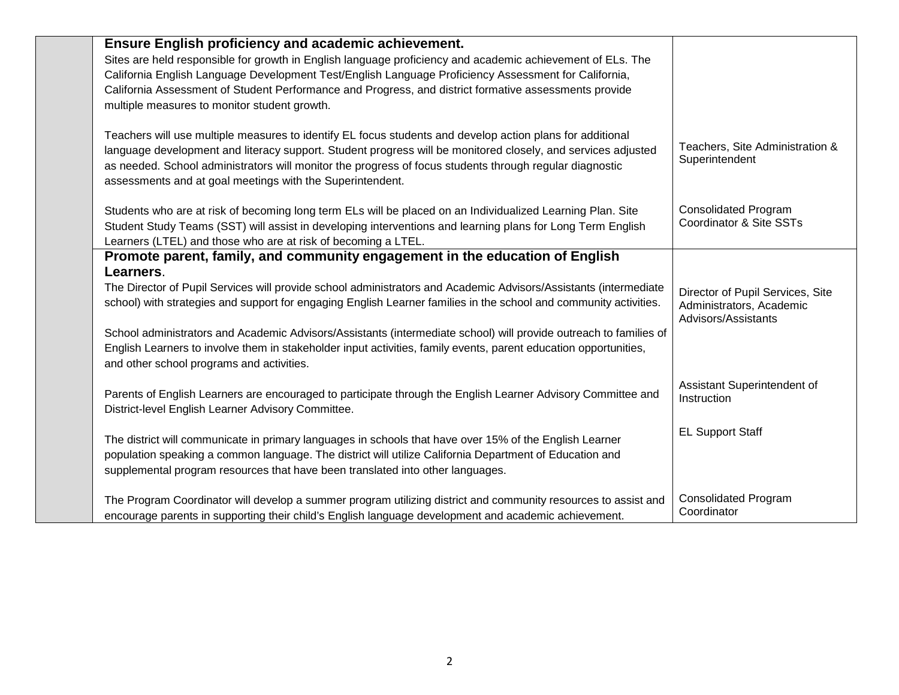| | | |
|---|---|---|
| | **Ensure English proficiency and academic achievement.**<br>Sites are held responsible for growth in English language proficiency and academic achievement of ELs. The California English Language Development Test/English Language Proficiency Assessment for California, California Assessment of Student Performance and Progress, and district formative assessments provide multiple measures to monitor student growth. | |
| | Teachers will use multiple measures to identify EL focus students and develop action plans for additional language development and literacy support. Student progress will be monitored closely, and services adjusted as needed. School administrators will monitor the progress of focus students through regular diagnostic assessments and at goal meetings with the Superintendent. | Teachers, Site Administration & Superintendent |
| | Students who are at risk of becoming long term ELs will be placed on an Individualized Learning Plan. Site Student Study Teams (SST) will assist in developing interventions and learning plans for Long Term English Learners (LTEL) and those who are at risk of becoming a LTEL. | Consolidated Program Coordinator & Site SSTs |
| | **Promote parent, family, and community engagement in the education of English Learners**.<br>The Director of Pupil Services will provide school administrators and Academic Advisors/Assistants (intermediate school) with strategies and support for engaging English Learner families in the school and community activities. | Director of Pupil Services, Site Administrators, Academic Advisors/Assistants |
| | School administrators and Academic Advisors/Assistants (intermediate school) will provide outreach to families of English Learners to involve them in stakeholder input activities, family events, parent education opportunities, and other school programs and activities. | |
| | Parents of English Learners are encouraged to participate through the English Learner Advisory Committee and District-level English Learner Advisory Committee. | Assistant Superintendent of Instruction |
| | The district will communicate in primary languages in schools that have over 15% of the English Learner population speaking a common language. The district will utilize California Department of Education and supplemental program resources that have been translated into other languages. | EL Support Staff |
| | The Program Coordinator will develop a summer program utilizing district and community resources to assist and encourage parents in supporting their child's English language development and academic achievement. | Consolidated Program Coordinator |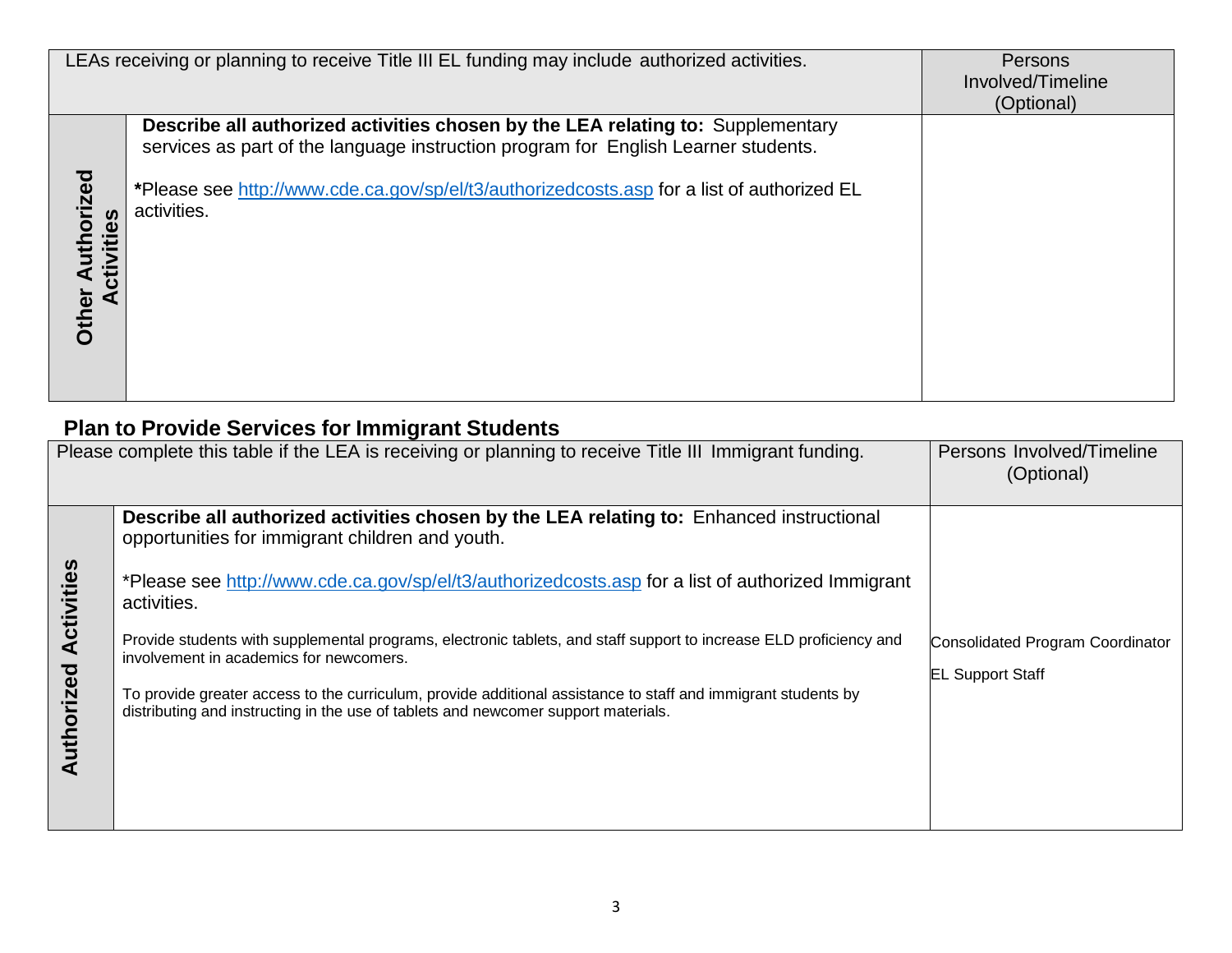| LEAs receiving or planning to receive Title III EL funding may include authorized activities. | | Persons Involved/Timeline (Optional) |
|---|---|---|
| **Other Authorized Activities** | **Describe all authorized activities chosen by the LEA relating to:** Supplementary services as part of the language instruction program for English Learner students.<br><br>***Please see http://www.cde.ca.gov/sp/el/t3/authorizedcosts.asp for a list of authorized EL activities. | |

## Plan to Provide Services for Immigrant Students

| Please complete this table if the LEA is receiving or planning to receive Title III Immigrant funding. | | Persons Involved/Timeline (Optional) |
|---|---|---|
| **Authorized Activities** | **Describe all authorized activities chosen by the LEA relating to:** Enhanced instructional opportunities for immigrant children and youth.<br><br>*Please see http://www.cde.ca.gov/sp/el/t3/authorizedcosts.asp for a list of authorized Immigrant activities.<br><br>Provide students with supplemental programs, electronic tablets, and staff support to increase ELD proficiency and involvement in academics for newcomers.<br><br>To provide greater access to the curriculum, provide additional assistance to staff and immigrant students by distributing and instructing in the use of tablets and newcomer support materials. | Consolidated Program Coordinator<br><br>EL Support Staff |